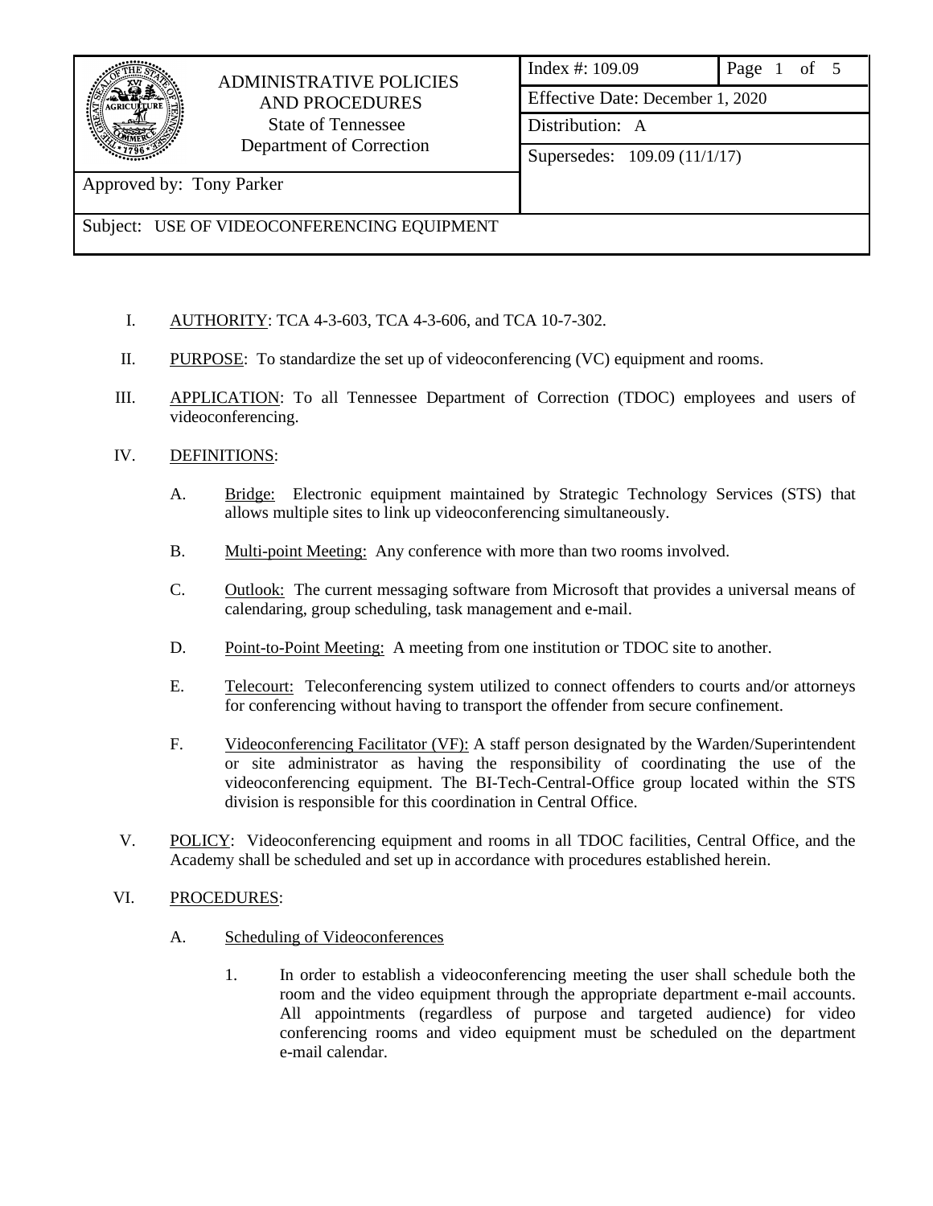| ADMINISTRATIVE POLICIES AND PROCEDURES State of Tennessee Department of Correction | Index #: 109.09 | Page 1 of 5 |
|---|---|---|
| | Effective Date: December 1, 2020 | |
| | Distribution: A | |
| | Supersedes: 109.09 (11/1/17) | |
| Approved by: Tony Parker | | |
| Subject: USE OF VIDEOCONFERENCING EQUIPMENT | | |

I. AUTHORITY: TCA 4-3-603, TCA 4-3-606, and TCA 10-7-302.

II. PURPOSE: To standardize the set up of videoconferencing (VC) equipment and rooms.

III. APPLICATION: To all Tennessee Department of Correction (TDOC) employees and users of videoconferencing.

IV. DEFINITIONS:

A. Bridge: Electronic equipment maintained by Strategic Technology Services (STS) that allows multiple sites to link up videoconferencing simultaneously.

B. Multi-point Meeting: Any conference with more than two rooms involved.

C. Outlook: The current messaging software from Microsoft that provides a universal means of calendaring, group scheduling, task management and e-mail.

D. Point-to-Point Meeting: A meeting from one institution or TDOC site to another.

E. Telecourt: Teleconferencing system utilized to connect offenders to courts and/or attorneys for conferencing without having to transport the offender from secure confinement.

F. Videoconferencing Facilitator (VF): A staff person designated by the Warden/Superintendent or site administrator as having the responsibility of coordinating the use of the videoconferencing equipment. The BI-Tech-Central-Office group located within the STS division is responsible for this coordination in Central Office.

V. POLICY: Videoconferencing equipment and rooms in all TDOC facilities, Central Office, and the Academy shall be scheduled and set up in accordance with procedures established herein.

VI. PROCEDURES:

A. Scheduling of Videoconferences

1. In order to establish a videoconferencing meeting the user shall schedule both the room and the video equipment through the appropriate department e-mail accounts. All appointments (regardless of purpose and targeted audience) for video conferencing rooms and video equipment must be scheduled on the department e-mail calendar.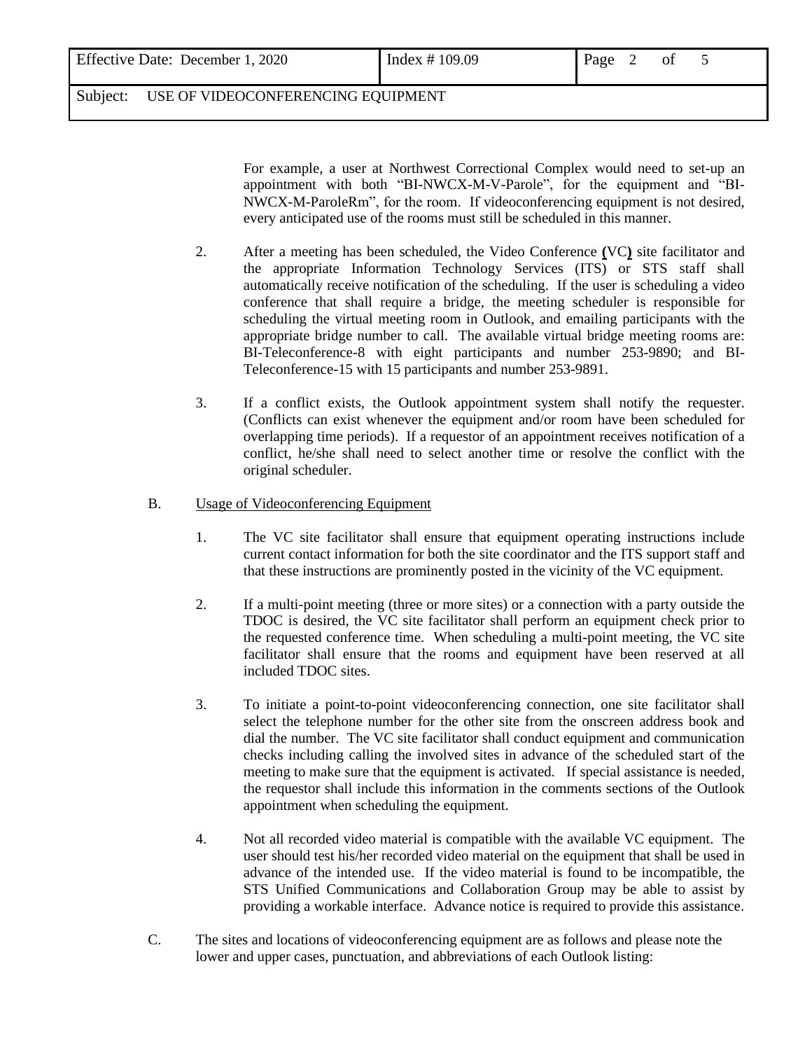For example, a user at Northwest Correctional Complex would need to set-up an appointment with both "BI-NWCX-M-V-Parole", for the equipment and "BI-NWCX-M-ParoleRm", for the room. If videoconferencing equipment is not desired, every anticipated use of the rooms must still be scheduled in this manner.

2. After a meeting has been scheduled, the Video Conference (VC) site facilitator and the appropriate Information Technology Services (ITS) or STS staff shall automatically receive notification of the scheduling. If the user is scheduling a video conference that shall require a bridge, the meeting scheduler is responsible for scheduling the virtual meeting room in Outlook, and emailing participants with the appropriate bridge number to call. The available virtual bridge meeting rooms are: BI-Teleconference-8 with eight participants and number 253-9890; and BI-Teleconference-15 with 15 participants and number 253-9891.

3. If a conflict exists, the Outlook appointment system shall notify the requester. (Conflicts can exist whenever the equipment and/or room have been scheduled for overlapping time periods). If a requestor of an appointment receives notification of a conflict, he/she shall need to select another time or resolve the conflict with the original scheduler.

B. Usage of Videoconferencing Equipment

1. The VC site facilitator shall ensure that equipment operating instructions include current contact information for both the site coordinator and the ITS support staff and that these instructions are prominently posted in the vicinity of the VC equipment.

2. If a multi-point meeting (three or more sites) or a connection with a party outside the TDOC is desired, the VC site facilitator shall perform an equipment check prior to the requested conference time. When scheduling a multi-point meeting, the VC site facilitator shall ensure that the rooms and equipment have been reserved at all included TDOC sites.

3. To initiate a point-to-point videoconferencing connection, one site facilitator shall select the telephone number for the other site from the onscreen address book and dial the number. The VC site facilitator shall conduct equipment and communication checks including calling the involved sites in advance of the scheduled start of the meeting to make sure that the equipment is activated. If special assistance is needed, the requestor shall include this information in the comments sections of the Outlook appointment when scheduling the equipment.

4. Not all recorded video material is compatible with the available VC equipment. The user should test his/her recorded video material on the equipment that shall be used in advance of the intended use. If the video material is found to be incompatible, the STS Unified Communications and Collaboration Group may be able to assist by providing a workable interface. Advance notice is required to provide this assistance.

C. The sites and locations of videoconferencing equipment are as follows and please note the lower and upper cases, punctuation, and abbreviations of each Outlook listing: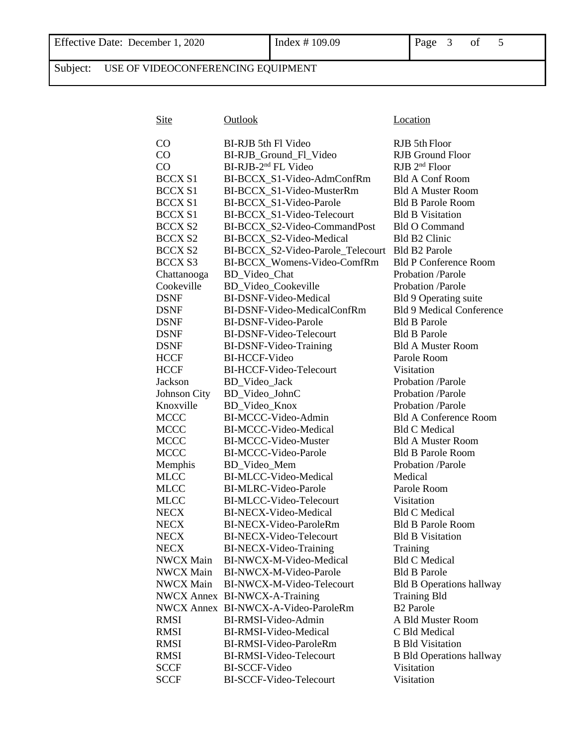| Site | Outlook | Location |
|---|---|---|
| CO | BI-RJB 5th Fl Video | RJB 5th Floor |
| CO | BI-RJB_Ground_Fl_Video | RJB Ground Floor |
| CO | BI-RJB-2nd FL Video | RJB 2nd Floor |
| BCCX S1 | BI-BCCX_S1-Video-AdmConfRm | Bld A Conf Room |
| BCCX S1 | BI-BCCX_S1-Video-MusterRm | Bld A Muster Room |
| BCCX S1 | BI-BCCX_S1-Video-Parole | Bld B Parole Room |
| BCCX S1 | BI-BCCX_S1-Video-Telecourt | Bld B Visitation |
| BCCX S2 | BI-BCCX_S2-Video-CommandPost | Bld O Command |
| BCCX S2 | BI-BCCX_S2-Video-Medical | Bld B2 Clinic |
| BCCX S2 | BI-BCCX_S2-Video-Parole_Telecourt | Bld B2 Parole |
| BCCX S3 | BI-BCCX_Womens-Video-ComfRm | Bld P Conference Room |
| Chattanooga | BD_Video_Chat | Probation /Parole |
| Cookeville | BD_Video_Cookeville | Probation /Parole |
| DSNF | BI-DSNF-Video-Medical | Bld 9 Operating suite |
| DSNF | BI-DSNF-Video-MedicalConfRm | Bld 9 Medical Conference |
| DSNF | BI-DSNF-Video-Parole | Bld B Parole |
| DSNF | BI-DSNF-Video-Telecourt | Bld B Parole |
| DSNF | BI-DSNF-Video-Training | Bld A Muster Room |
| HCCF | BI-HCCF-Video | Parole Room |
| HCCF | BI-HCCF-Video-Telecourt | Visitation |
| Jackson | BD_Video_Jack | Probation /Parole |
| Johnson City | BD_Video_JohnC | Probation /Parole |
| Knoxville | BD_Video_Knox | Probation /Parole |
| MCCC | BI-MCCC-Video-Admin | Bld A Conference Room |
| MCCC | BI-MCCC-Video-Medical | Bld C Medical |
| MCCC | BI-MCCC-Video-Muster | Bld A Muster Room |
| MCCC | BI-MCCC-Video-Parole | Bld B Parole Room |
| Memphis | BD_Video_Mem | Probation /Parole |
| MLCC | BI-MLCC-Video-Medical | Medical |
| MLCC | BI-MLRC-Video-Parole | Parole Room |
| MLCC | BI-MLCC-Video-Telecourt | Visitation |
| NECX | BI-NECX-Video-Medical | Bld C Medical |
| NECX | BI-NECX-Video-ParoleRm | Bld B Parole Room |
| NECX | BI-NECX-Video-Telecourt | Bld B Visitation |
| NECX | BI-NECX-Video-Training | Training |
| NWCX Main | BI-NWCX-M-Video-Medical | Bld C Medical |
| NWCX Main | BI-NWCX-M-Video-Parole | Bld B Parole |
| NWCX Main | BI-NWCX-M-Video-Telecourt | Bld B Operations hallway |
| NWCX Annex | BI-NWCX-A-Training | Training Bld |
| NWCX Annex | BI-NWCX-A-Video-ParoleRm | B2 Parole |
| RMSI | BI-RMSI-Video-Admin | A Bld Muster Room |
| RMSI | BI-RMSI-Video-Medical | C Bld Medical |
| RMSI | BI-RMSI-Video-ParoleRm | B Bld Visitation |
| RMSI | BI-RMSI-Video-Telecourt | B Bld Operations hallway |
| SCCF | BI-SCCF-Video | Visitation |
| SCCF | BI-SCCF-Video-Telecourt | Visitation |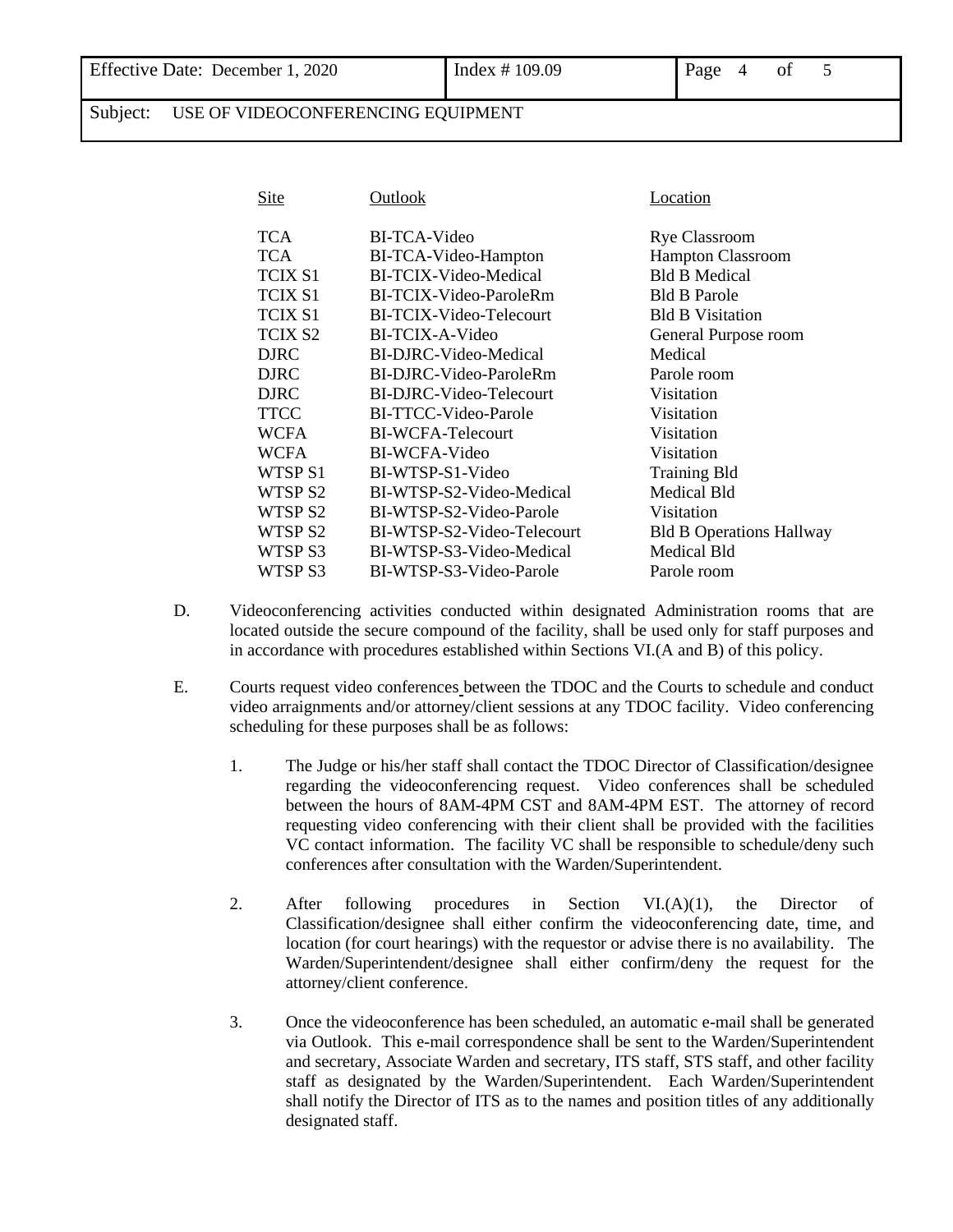| Site | Outlook | Location |
|---|---|---|
| TCA | BI-TCA-Video | Rye Classroom |
| TCA | BI-TCA-Video-Hampton | Hampton Classroom |
| TCIX S1 | BI-TCIX-Video-Medical | Bld B Medical |
| TCIX S1 | BI-TCIX-Video-ParoleRm | Bld B Parole |
| TCIX S1 | BI-TCIX-Video-Telecourt | Bld B Visitation |
| TCIX S2 | BI-TCIX-A-Video | General Purpose room |
| DJRC | BI-DJRC-Video-Medical | Medical |
| DJRC | BI-DJRC-Video-ParoleRm | Parole room |
| DJRC | BI-DJRC-Video-Telecourt | Visitation |
| TTCC | BI-TTCC-Video-Parole | Visitation |
| WCFA | BI-WCFA-Telecourt | Visitation |
| WCFA | BI-WCFA-Video | Visitation |
| WTSP S1 | BI-WTSP-S1-Video | Training Bld |
| WTSP S2 | BI-WTSP-S2-Video-Medical | Medical Bld |
| WTSP S2 | BI-WTSP-S2-Video-Parole | Visitation |
| WTSP S2 | BI-WTSP-S2-Video-Telecourt | Bld B Operations Hallway |
| WTSP S3 | BI-WTSP-S3-Video-Medical | Medical Bld |
| WTSP S3 | BI-WTSP-S3-Video-Parole | Parole room |

D. Videoconferencing activities conducted within designated Administration rooms that are located outside the secure compound of the facility, shall be used only for staff purposes and in accordance with procedures established within Sections VI.(A and B) of this policy.

E. Courts request video conferences between the TDOC and the Courts to schedule and conduct video arraignments and/or attorney/client sessions at any TDOC facility. Video conferencing scheduling for these purposes shall be as follows:

1. The Judge or his/her staff shall contact the TDOC Director of Classification/designee regarding the videoconferencing request. Video conferences shall be scheduled between the hours of 8AM-4PM CST and 8AM-4PM EST. The attorney of record requesting video conferencing with their client shall be provided with the facilities VC contact information. The facility VC shall be responsible to schedule/deny such conferences after consultation with the Warden/Superintendent.

2. After following procedures in Section VI.(A)(1), the Director of Classification/designee shall either confirm the videoconferencing date, time, and location (for court hearings) with the requestor or advise there is no availability. The Warden/Superintendent/designee shall either confirm/deny the request for the attorney/client conference.

3. Once the videoconference has been scheduled, an automatic e-mail shall be generated via Outlook. This e-mail correspondence shall be sent to the Warden/Superintendent and secretary, Associate Warden and secretary, ITS staff, STS staff, and other facility staff as designated by the Warden/Superintendent. Each Warden/Superintendent shall notify the Director of ITS as to the names and position titles of any additionally designated staff.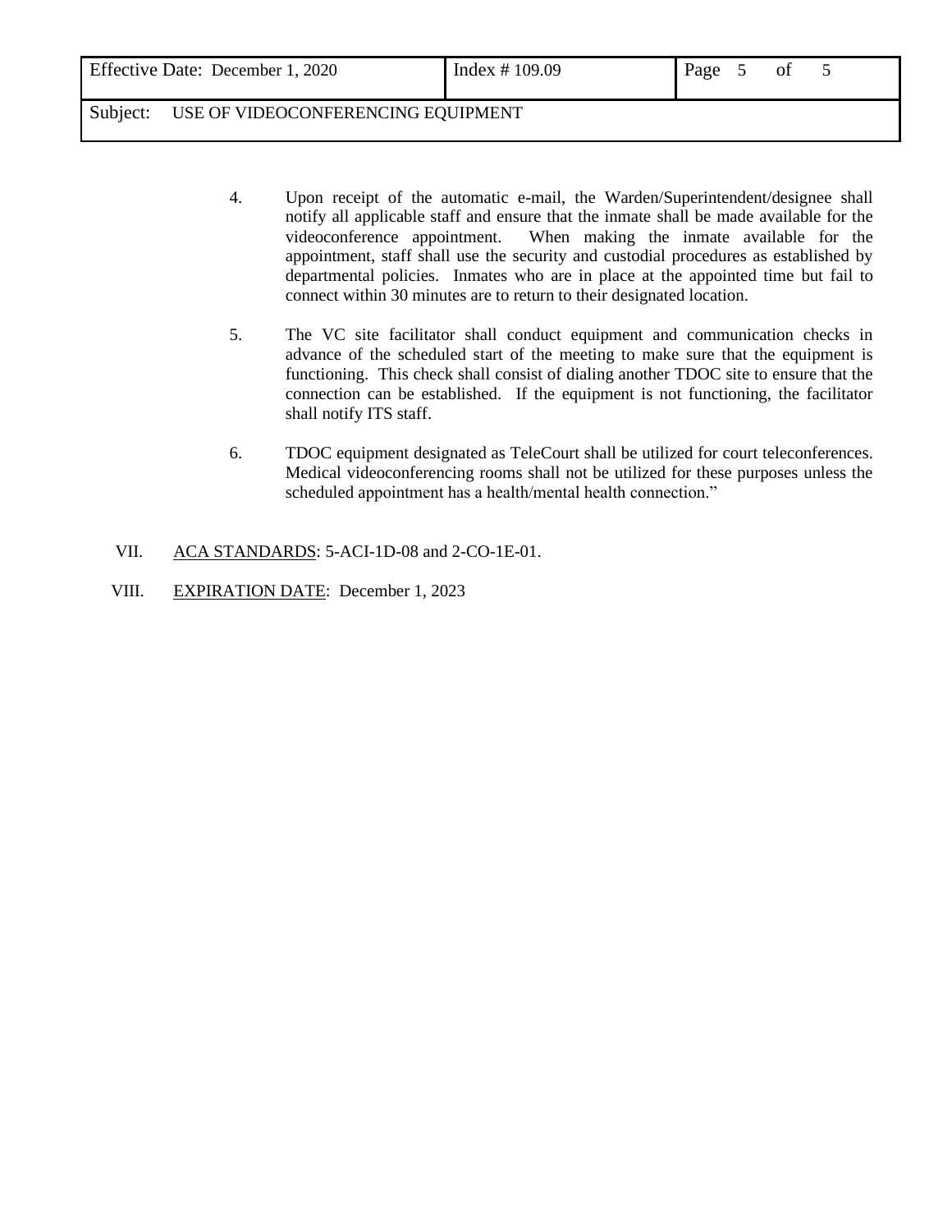4. Upon receipt of the automatic e-mail, the Warden/Superintendent/designee shall notify all applicable staff and ensure that the inmate shall be made available for the videoconference appointment. When making the inmate available for the appointment, staff shall use the security and custodial procedures as established by departmental policies. Inmates who are in place at the appointed time but fail to connect within 30 minutes are to return to their designated location.

5. The VC site facilitator shall conduct equipment and communication checks in advance of the scheduled start of the meeting to make sure that the equipment is functioning. This check shall consist of dialing another TDOC site to ensure that the connection can be established. If the equipment is not functioning, the facilitator shall notify ITS staff.

6. TDOC equipment designated as TeleCourt shall be utilized for court teleconferences. Medical videoconferencing rooms shall not be utilized for these purposes unless the scheduled appointment has a health/mental health connection."

VII. ACA STANDARDS: 5-ACI-1D-08 and 2-CO-1E-01.

VIII. EXPIRATION DATE: December 1, 2023